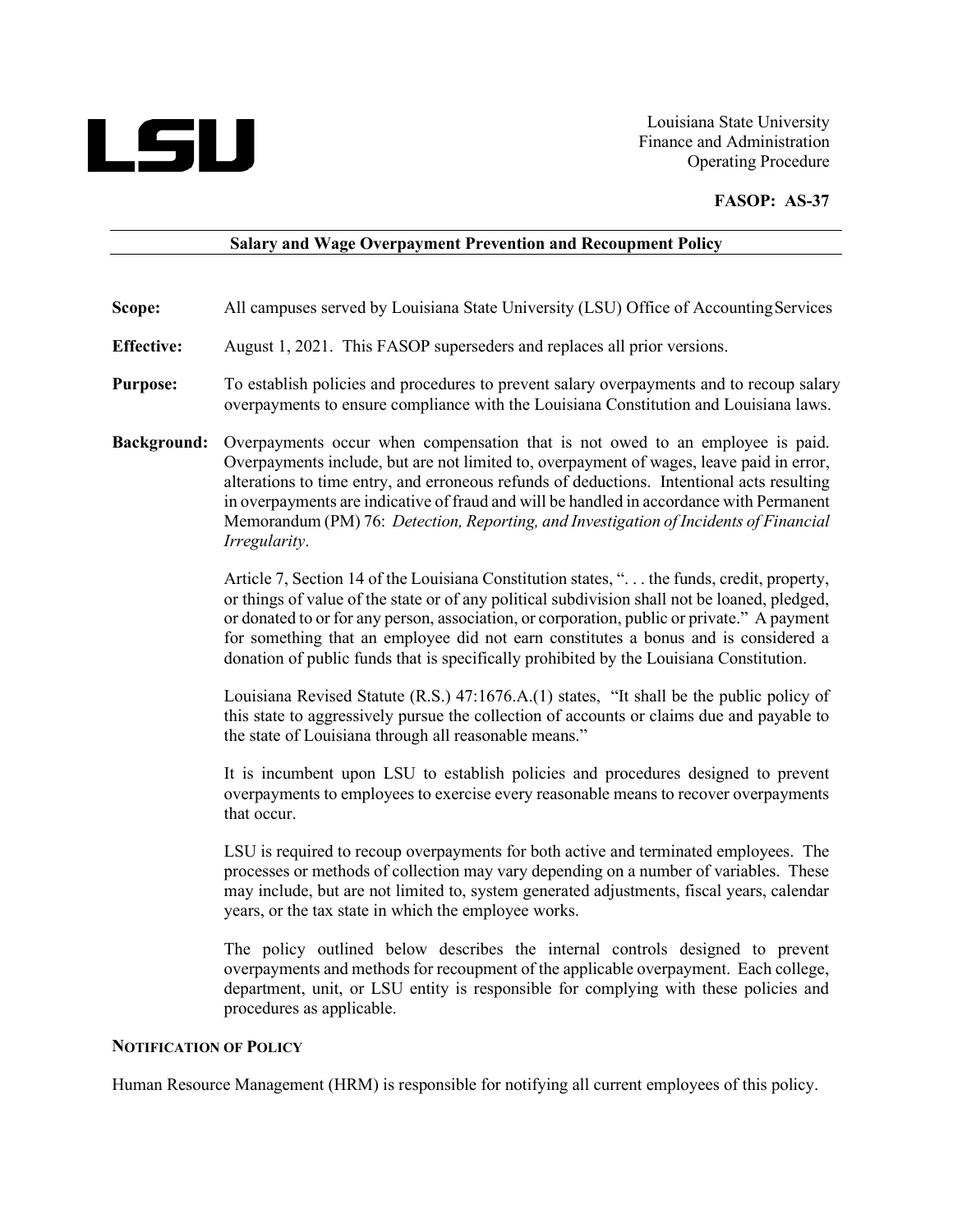LSU

Louisiana State University
Finance and Administration
Operating Procedure

**FASOP: AS-37**

## Salary and Wage Overpayment Prevention and Recoupment Policy

**Scope:** All campuses served by Louisiana State University (LSU) Office of Accounting Services

**Effective:** August 1, 2021. This FASOP superseders and replaces all prior versions.

**Purpose:** To establish policies and procedures to prevent salary overpayments and to recoup salary overpayments to ensure compliance with the Louisiana Constitution and Louisiana laws.

**Background:** Overpayments occur when compensation that is not owed to an employee is paid. Overpayments include, but are not limited to, overpayment of wages, leave paid in error, alterations to time entry, and erroneous refunds of deductions. Intentional acts resulting in overpayments are indicative of fraud and will be handled in accordance with Permanent Memorandum (PM) 76: *Detection, Reporting, and Investigation of Incidents of Financial Irregularity*.

Article 7, Section 14 of the Louisiana Constitution states, ". . . the funds, credit, property, or things of value of the state or of any political subdivision shall not be loaned, pledged, or donated to or for any person, association, or corporation, public or private." A payment for something that an employee did not earn constitutes a bonus and is considered a donation of public funds that is specifically prohibited by the Louisiana Constitution.

Louisiana Revised Statute (R.S.) 47:1676.A.(1) states, "It shall be the public policy of this state to aggressively pursue the collection of accounts or claims due and payable to the state of Louisiana through all reasonable means."

It is incumbent upon LSU to establish policies and procedures designed to prevent overpayments to employees to exercise every reasonable means to recover overpayments that occur.

LSU is required to recoup overpayments for both active and terminated employees. The processes or methods of collection may vary depending on a number of variables. These may include, but are not limited to, system generated adjustments, fiscal years, calendar years, or the tax state in which the employee works.

The policy outlined below describes the internal controls designed to prevent overpayments and methods for recoupment of the applicable overpayment. Each college, department, unit, or LSU entity is responsible for complying with these policies and procedures as applicable.

### NOTIFICATION OF POLICY

Human Resource Management (HRM) is responsible for notifying all current employees of this policy.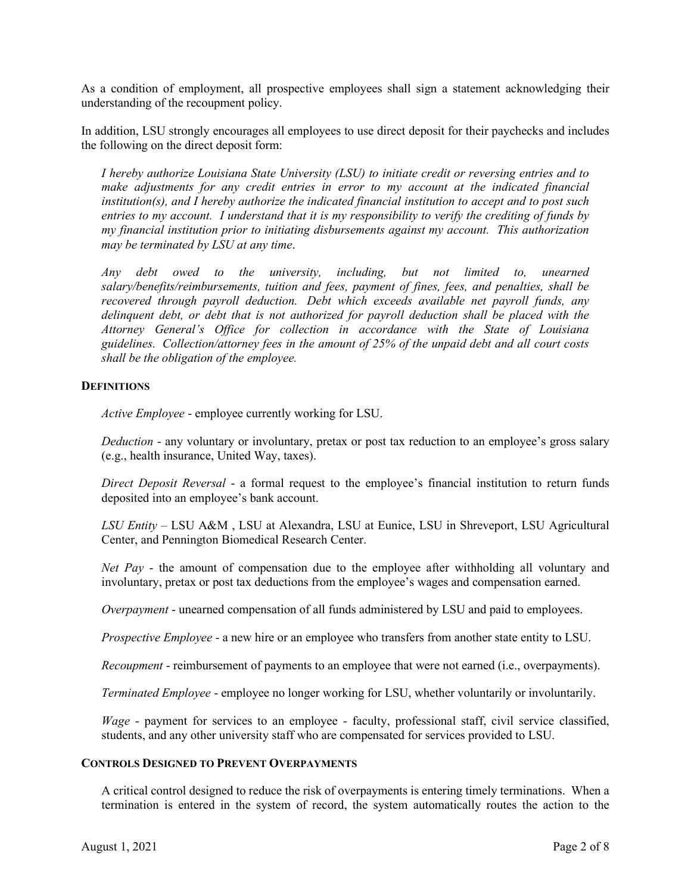As a condition of employment, all prospective employees shall sign a statement acknowledging their understanding of the recoupment policy.

In addition, LSU strongly encourages all employees to use direct deposit for their paychecks and includes the following on the direct deposit form:

> *I hereby authorize Louisiana State University (LSU) to initiate credit or reversing entries and to make adjustments for any credit entries in error to my account at the indicated financial institution(s), and I hereby authorize the indicated financial institution to accept and to post such entries to my account. I understand that it is my responsibility to verify the crediting of funds by my financial institution prior to initiating disbursements against my account. This authorization may be terminated by LSU at any time*.
>
> *Any debt owed to the university, including, but not limited to, unearned salary/benefits/reimbursements, tuition and fees, payment of fines, fees, and penalties, shall be recovered through payroll deduction. Debt which exceeds available net payroll funds, any delinquent debt, or debt that is not authorized for payroll deduction shall be placed with the Attorney General's Office for collection in accordance with the State of Louisiana guidelines. Collection/attorney fees in the amount of 25% of the unpaid debt and all court costs shall be the obligation of the employee.*

## DEFINITIONS

*Active Employee* - employee currently working for LSU.

*Deduction* - any voluntary or involuntary, pretax or post tax reduction to an employee's gross salary (e.g., health insurance, United Way, taxes).

*Direct Deposit Reversal* - a formal request to the employee's financial institution to return funds deposited into an employee's bank account.

*LSU Entity* – LSU A&M , LSU at Alexandra, LSU at Eunice, LSU in Shreveport, LSU Agricultural Center, and Pennington Biomedical Research Center.

*Net Pay* - the amount of compensation due to the employee after withholding all voluntary and involuntary, pretax or post tax deductions from the employee's wages and compensation earned.

*Overpayment* - unearned compensation of all funds administered by LSU and paid to employees.

*Prospective Employee* - a new hire or an employee who transfers from another state entity to LSU.

*Recoupment* - reimbursement of payments to an employee that were not earned (i.e., overpayments).

*Terminated Employee* - employee no longer working for LSU, whether voluntarily or involuntarily.

*Wage* - payment for services to an employee - faculty, professional staff, civil service classified, students, and any other university staff who are compensated for services provided to LSU.

## CONTROLS DESIGNED TO PREVENT OVERPAYMENTS

A critical control designed to reduce the risk of overpayments is entering timely terminations. When a termination is entered in the system of record, the system automatically routes the action to the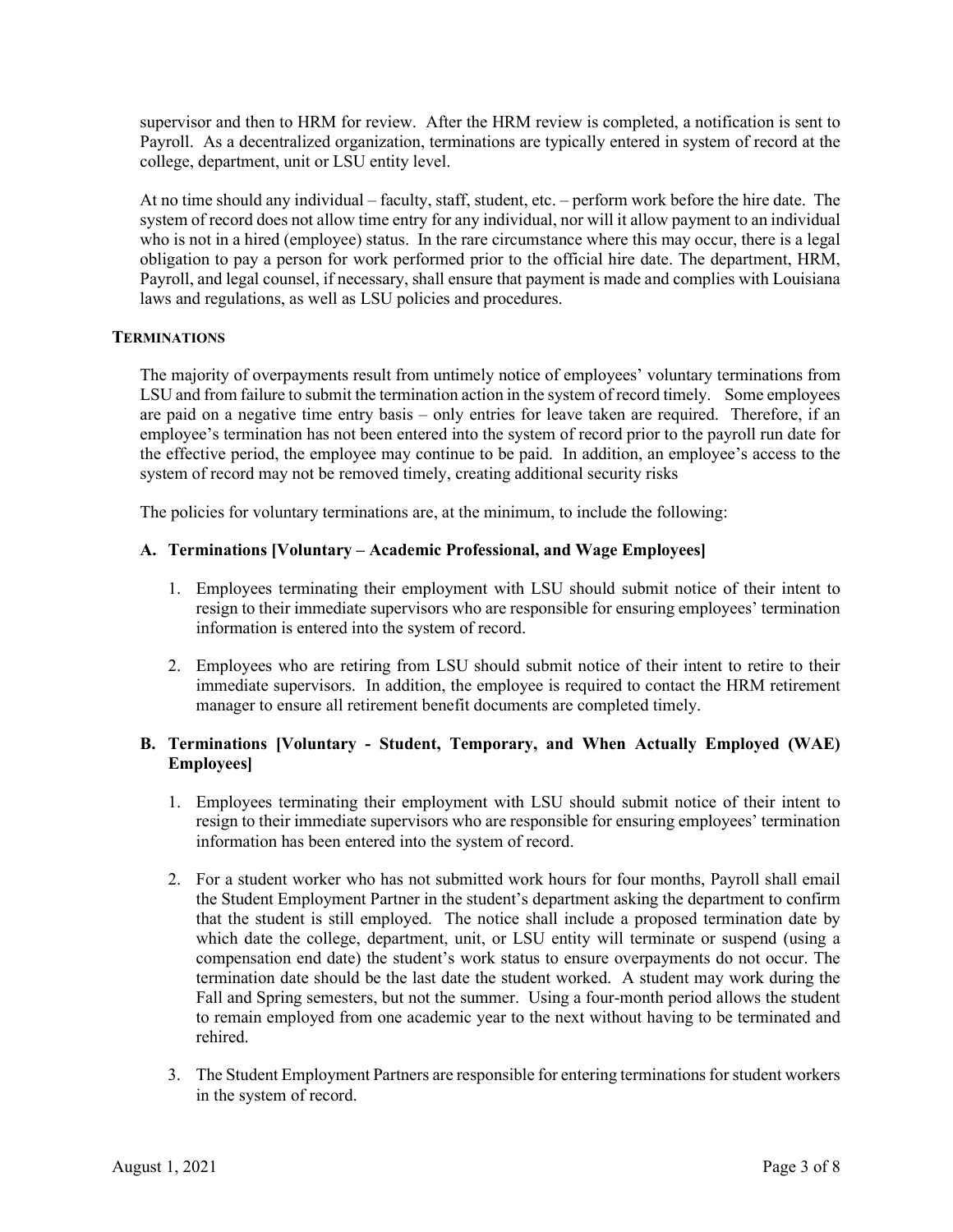supervisor and then to HRM for review. After the HRM review is completed, a notification is sent to Payroll. As a decentralized organization, terminations are typically entered in system of record at the college, department, unit or LSU entity level.

At no time should any individual – faculty, staff, student, etc. – perform work before the hire date. The system of record does not allow time entry for any individual, nor will it allow payment to an individual who is not in a hired (employee) status. In the rare circumstance where this may occur, there is a legal obligation to pay a person for work performed prior to the official hire date. The department, HRM, Payroll, and legal counsel, if necessary, shall ensure that payment is made and complies with Louisiana laws and regulations, as well as LSU policies and procedures.

## TERMINATIONS

The majority of overpayments result from untimely notice of employees' voluntary terminations from LSU and from failure to submit the termination action in the system of record timely. Some employees are paid on a negative time entry basis – only entries for leave taken are required. Therefore, if an employee's termination has not been entered into the system of record prior to the payroll run date for the effective period, the employee may continue to be paid. In addition, an employee's access to the system of record may not be removed timely, creating additional security risks

The policies for voluntary terminations are, at the minimum, to include the following:

### A. Terminations [Voluntary – Academic Professional, and Wage Employees]

1. Employees terminating their employment with LSU should submit notice of their intent to resign to their immediate supervisors who are responsible for ensuring employees' termination information is entered into the system of record.
2. Employees who are retiring from LSU should submit notice of their intent to retire to their immediate supervisors. In addition, the employee is required to contact the HRM retirement manager to ensure all retirement benefit documents are completed timely.

### B. Terminations [Voluntary - Student, Temporary, and When Actually Employed (WAE) Employees]

1. Employees terminating their employment with LSU should submit notice of their intent to resign to their immediate supervisors who are responsible for ensuring employees' termination information has been entered into the system of record.
2. For a student worker who has not submitted work hours for four months, Payroll shall email the Student Employment Partner in the student's department asking the department to confirm that the student is still employed. The notice shall include a proposed termination date by which date the college, department, unit, or LSU entity will terminate or suspend (using a compensation end date) the student's work status to ensure overpayments do not occur. The termination date should be the last date the student worked. A student may work during the Fall and Spring semesters, but not the summer. Using a four-month period allows the student to remain employed from one academic year to the next without having to be terminated and rehired.
3. The Student Employment Partners are responsible for entering terminations for student workers in the system of record.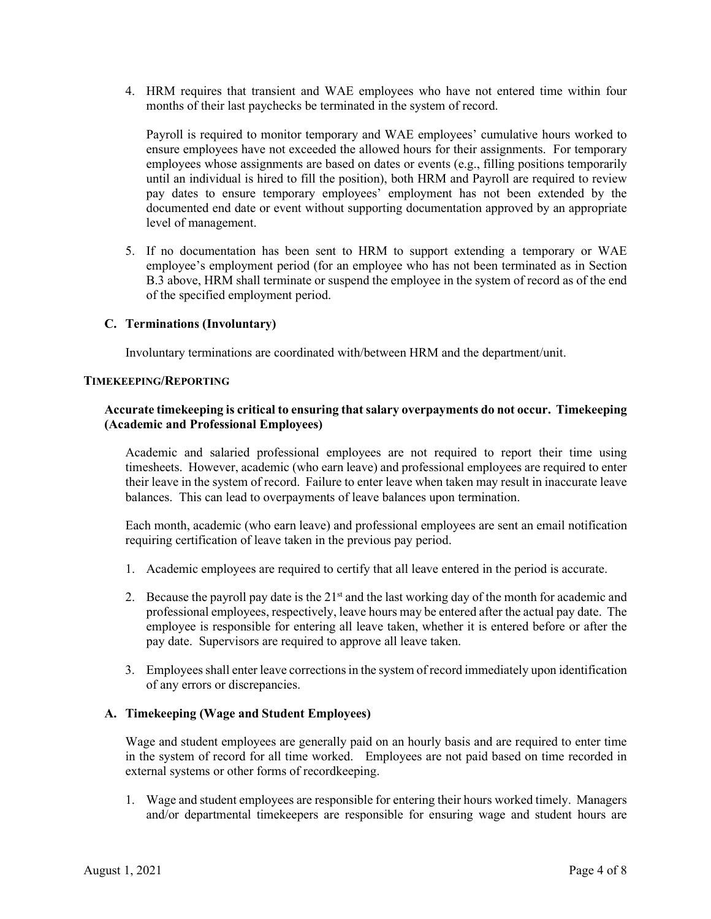4. HRM requires that transient and WAE employees who have not entered time within four months of their last paychecks be terminated in the system of record.

   Payroll is required to monitor temporary and WAE employees' cumulative hours worked to ensure employees have not exceeded the allowed hours for their assignments. For temporary employees whose assignments are based on dates or events (e.g., filling positions temporarily until an individual is hired to fill the position), both HRM and Payroll are required to review pay dates to ensure temporary employees' employment has not been extended by the documented end date or event without supporting documentation approved by an appropriate level of management.

5. If no documentation has been sent to HRM to support extending a temporary or WAE employee's employment period (for an employee who has not been terminated as in Section B.3 above, HRM shall terminate or suspend the employee in the system of record as of the end of the specified employment period.

### C. Terminations (Involuntary)

Involuntary terminations are coordinated with/between HRM and the department/unit.

## TIMEKEEPING/REPORTING

### Accurate timekeeping is critical to ensuring that salary overpayments do not occur. Timekeeping (Academic and Professional Employees)

Academic and salaried professional employees are not required to report their time using timesheets. However, academic (who earn leave) and professional employees are required to enter their leave in the system of record. Failure to enter leave when taken may result in inaccurate leave balances. This can lead to overpayments of leave balances upon termination.

Each month, academic (who earn leave) and professional employees are sent an email notification requiring certification of leave taken in the previous pay period.

1. Academic employees are required to certify that all leave entered in the period is accurate.
2. Because the payroll pay date is the 21st and the last working day of the month for academic and professional employees, respectively, leave hours may be entered after the actual pay date. The employee is responsible for entering all leave taken, whether it is entered before or after the pay date. Supervisors are required to approve all leave taken.
3. Employees shall enter leave corrections in the system of record immediately upon identification of any errors or discrepancies.

### A. Timekeeping (Wage and Student Employees)

Wage and student employees are generally paid on an hourly basis and are required to enter time in the system of record for all time worked. Employees are not paid based on time recorded in external systems or other forms of recordkeeping.

1. Wage and student employees are responsible for entering their hours worked timely. Managers and/or departmental timekeepers are responsible for ensuring wage and student hours are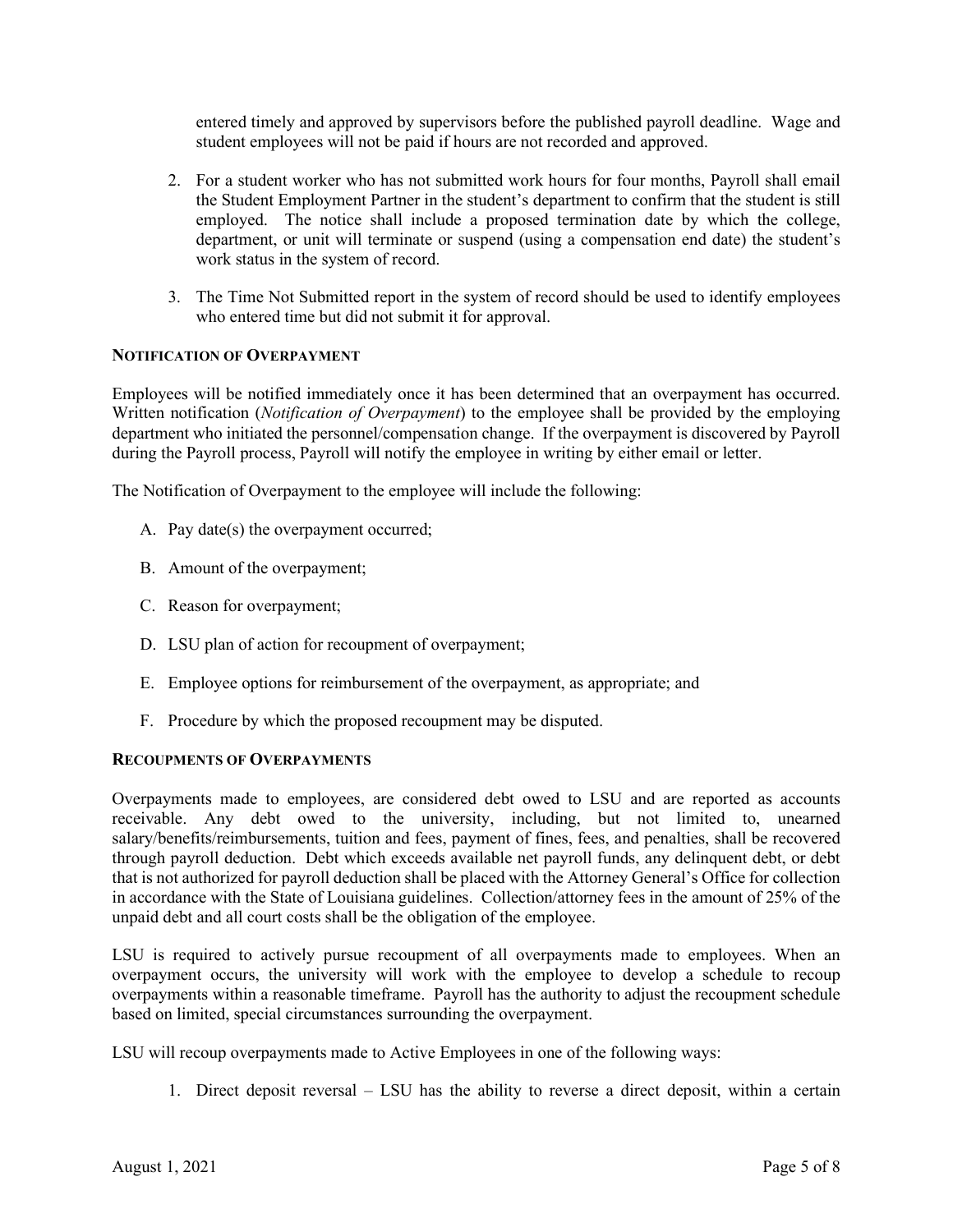entered timely and approved by supervisors before the published payroll deadline. Wage and student employees will not be paid if hours are not recorded and approved.

2. For a student worker who has not submitted work hours for four months, Payroll shall email the Student Employment Partner in the student's department to confirm that the student is still employed. The notice shall include a proposed termination date by which the college, department, or unit will terminate or suspend (using a compensation end date) the student's work status in the system of record.

3. The Time Not Submitted report in the system of record should be used to identify employees who entered time but did not submit it for approval.

### NOTIFICATION OF OVERPAYMENT

Employees will be notified immediately once it has been determined that an overpayment has occurred. Written notification (*Notification of Overpayment*) to the employee shall be provided by the employing department who initiated the personnel/compensation change. If the overpayment is discovered by Payroll during the Payroll process, Payroll will notify the employee in writing by either email or letter.

The Notification of Overpayment to the employee will include the following:

A. Pay date(s) the overpayment occurred;

B. Amount of the overpayment;

C. Reason for overpayment;

D. LSU plan of action for recoupment of overpayment;

E. Employee options for reimbursement of the overpayment, as appropriate; and

F. Procedure by which the proposed recoupment may be disputed.

### RECOUPMENTS OF OVERPAYMENTS

Overpayments made to employees, are considered debt owed to LSU and are reported as accounts receivable. Any debt owed to the university, including, but not limited to, unearned salary/benefits/reimbursements, tuition and fees, payment of fines, fees, and penalties, shall be recovered through payroll deduction. Debt which exceeds available net payroll funds, any delinquent debt, or debt that is not authorized for payroll deduction shall be placed with the Attorney General's Office for collection in accordance with the State of Louisiana guidelines. Collection/attorney fees in the amount of 25% of the unpaid debt and all court costs shall be the obligation of the employee.

LSU is required to actively pursue recoupment of all overpayments made to employees. When an overpayment occurs, the university will work with the employee to develop a schedule to recoup overpayments within a reasonable timeframe. Payroll has the authority to adjust the recoupment schedule based on limited, special circumstances surrounding the overpayment.

LSU will recoup overpayments made to Active Employees in one of the following ways:

1. Direct deposit reversal – LSU has the ability to reverse a direct deposit, within a certain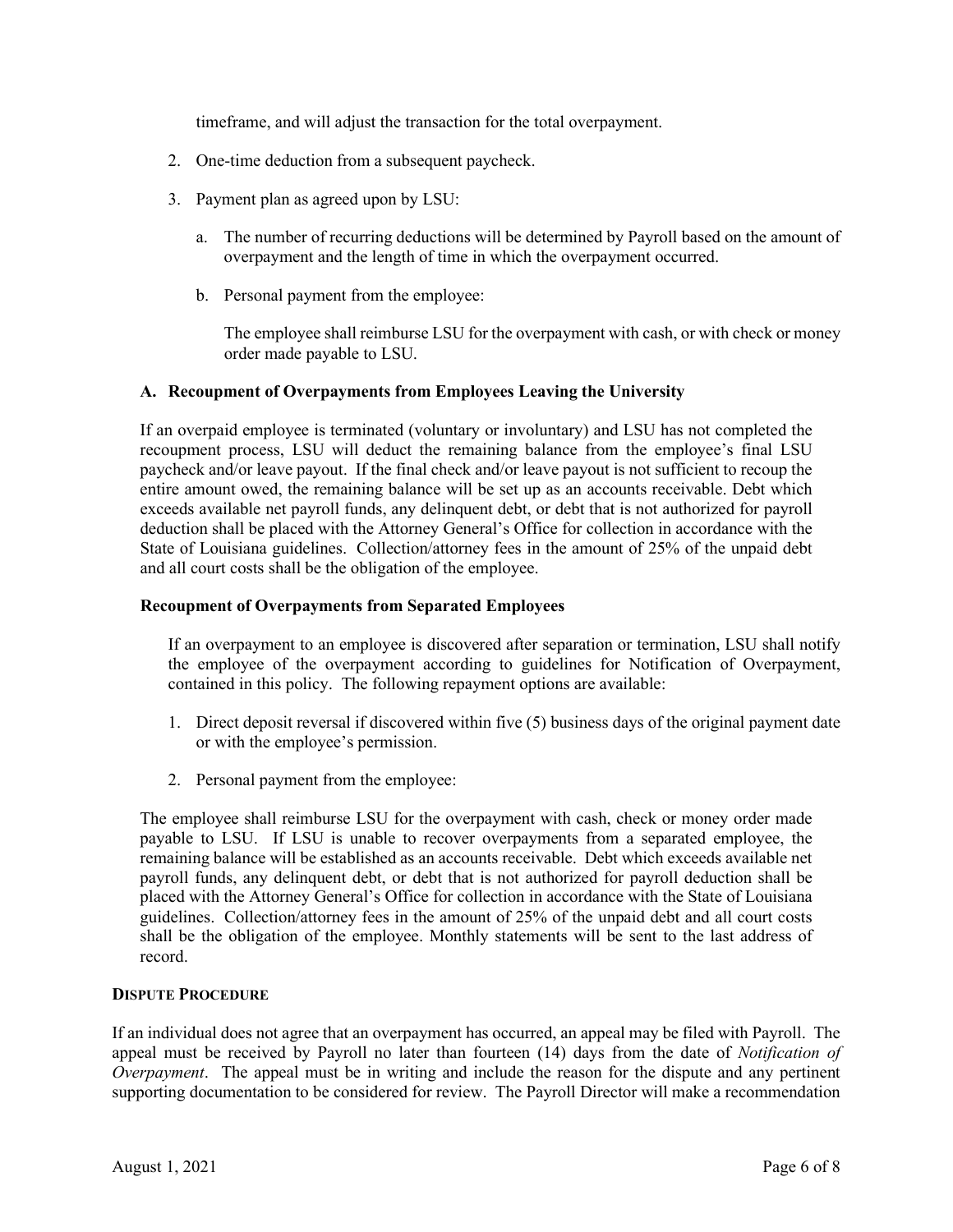timeframe, and will adjust the transaction for the total overpayment.

2. One-time deduction from a subsequent paycheck.

3. Payment plan as agreed upon by LSU:

   a. The number of recurring deductions will be determined by Payroll based on the amount of overpayment and the length of time in which the overpayment occurred.

   b. Personal payment from the employee:

      The employee shall reimburse LSU for the overpayment with cash, or with check or money order made payable to LSU.

### A. Recoupment of Overpayments from Employees Leaving the University

If an overpaid employee is terminated (voluntary or involuntary) and LSU has not completed the recoupment process, LSU will deduct the remaining balance from the employee's final LSU paycheck and/or leave payout. If the final check and/or leave payout is not sufficient to recoup the entire amount owed, the remaining balance will be set up as an accounts receivable. Debt which exceeds available net payroll funds, any delinquent debt, or debt that is not authorized for payroll deduction shall be placed with the Attorney General's Office for collection in accordance with the State of Louisiana guidelines. Collection/attorney fees in the amount of 25% of the unpaid debt and all court costs shall be the obligation of the employee.

### Recoupment of Overpayments from Separated Employees

If an overpayment to an employee is discovered after separation or termination, LSU shall notify the employee of the overpayment according to guidelines for Notification of Overpayment, contained in this policy. The following repayment options are available:

1. Direct deposit reversal if discovered within five (5) business days of the original payment date or with the employee's permission.

2. Personal payment from the employee:

The employee shall reimburse LSU for the overpayment with cash, check or money order made payable to LSU. If LSU is unable to recover overpayments from a separated employee, the remaining balance will be established as an accounts receivable. Debt which exceeds available net payroll funds, any delinquent debt, or debt that is not authorized for payroll deduction shall be placed with the Attorney General's Office for collection in accordance with the State of Louisiana guidelines. Collection/attorney fees in the amount of 25% of the unpaid debt and all court costs shall be the obligation of the employee. Monthly statements will be sent to the last address of record.

## DISPUTE PROCEDURE

If an individual does not agree that an overpayment has occurred, an appeal may be filed with Payroll. The appeal must be received by Payroll no later than fourteen (14) days from the date of *Notification of Overpayment*. The appeal must be in writing and include the reason for the dispute and any pertinent supporting documentation to be considered for review. The Payroll Director will make a recommendation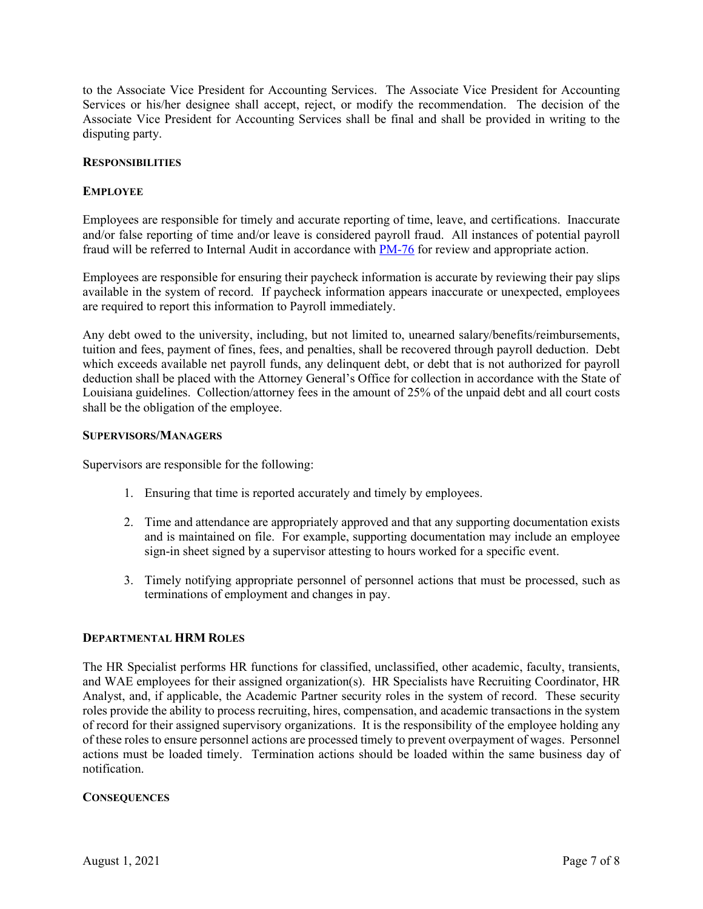to the Associate Vice President for Accounting Services. The Associate Vice President for Accounting Services or his/her designee shall accept, reject, or modify the recommendation. The decision of the Associate Vice President for Accounting Services shall be final and shall be provided in writing to the disputing party.

## RESPONSIBILITIES

### EMPLOYEE

Employees are responsible for timely and accurate reporting of time, leave, and certifications. Inaccurate and/or false reporting of time and/or leave is considered payroll fraud. All instances of potential payroll fraud will be referred to Internal Audit in accordance with PM-76 for review and appropriate action.

Employees are responsible for ensuring their paycheck information is accurate by reviewing their pay slips available in the system of record. If paycheck information appears inaccurate or unexpected, employees are required to report this information to Payroll immediately.

Any debt owed to the university, including, but not limited to, unearned salary/benefits/reimbursements, tuition and fees, payment of fines, fees, and penalties, shall be recovered through payroll deduction. Debt which exceeds available net payroll funds, any delinquent debt, or debt that is not authorized for payroll deduction shall be placed with the Attorney General's Office for collection in accordance with the State of Louisiana guidelines. Collection/attorney fees in the amount of 25% of the unpaid debt and all court costs shall be the obligation of the employee.

### SUPERVISORS/MANAGERS

Supervisors are responsible for the following:

1. Ensuring that time is reported accurately and timely by employees.
2. Time and attendance are appropriately approved and that any supporting documentation exists and is maintained on file. For example, supporting documentation may include an employee sign-in sheet signed by a supervisor attesting to hours worked for a specific event.
3. Timely notifying appropriate personnel of personnel actions that must be processed, such as terminations of employment and changes in pay.

### DEPARTMENTAL HRM ROLES

The HR Specialist performs HR functions for classified, unclassified, other academic, faculty, transients, and WAE employees for their assigned organization(s). HR Specialists have Recruiting Coordinator, HR Analyst, and, if applicable, the Academic Partner security roles in the system of record. These security roles provide the ability to process recruiting, hires, compensation, and academic transactions in the system of record for their assigned supervisory organizations. It is the responsibility of the employee holding any of these roles to ensure personnel actions are processed timely to prevent overpayment of wages. Personnel actions must be loaded timely. Termination actions should be loaded within the same business day of notification.

## CONSEQUENCES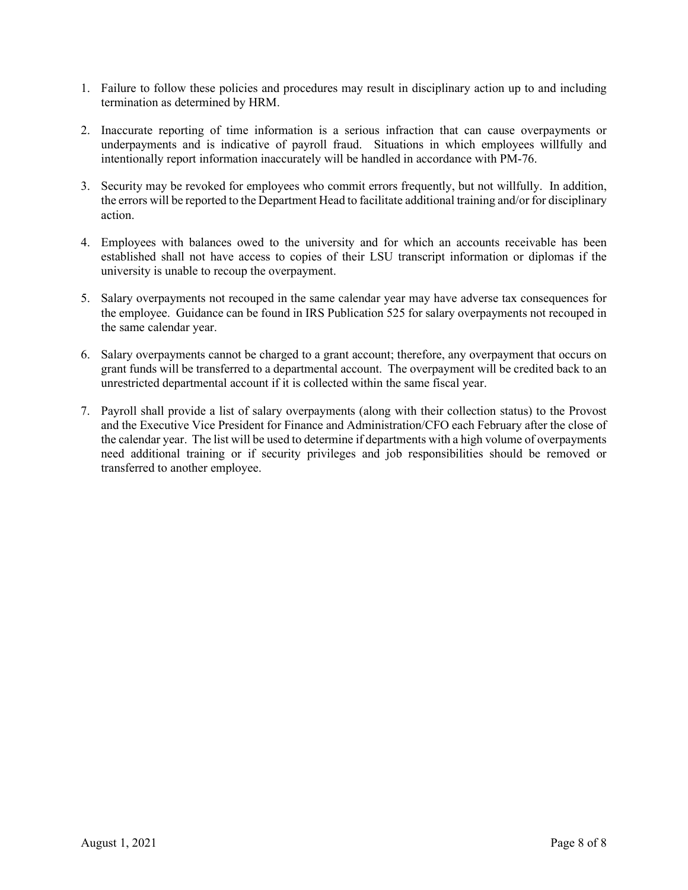1. Failure to follow these policies and procedures may result in disciplinary action up to and including termination as determined by HRM.

2. Inaccurate reporting of time information is a serious infraction that can cause overpayments or underpayments and is indicative of payroll fraud. Situations in which employees willfully and intentionally report information inaccurately will be handled in accordance with PM-76.

3. Security may be revoked for employees who commit errors frequently, but not willfully. In addition, the errors will be reported to the Department Head to facilitate additional training and/or for disciplinary action.

4. Employees with balances owed to the university and for which an accounts receivable has been established shall not have access to copies of their LSU transcript information or diplomas if the university is unable to recoup the overpayment.

5. Salary overpayments not recouped in the same calendar year may have adverse tax consequences for the employee. Guidance can be found in IRS Publication 525 for salary overpayments not recouped in the same calendar year.

6. Salary overpayments cannot be charged to a grant account; therefore, any overpayment that occurs on grant funds will be transferred to a departmental account. The overpayment will be credited back to an unrestricted departmental account if it is collected within the same fiscal year.

7. Payroll shall provide a list of salary overpayments (along with their collection status) to the Provost and the Executive Vice President for Finance and Administration/CFO each February after the close of the calendar year. The list will be used to determine if departments with a high volume of overpayments need additional training or if security privileges and job responsibilities should be removed or transferred to another employee.

August 1, 2021